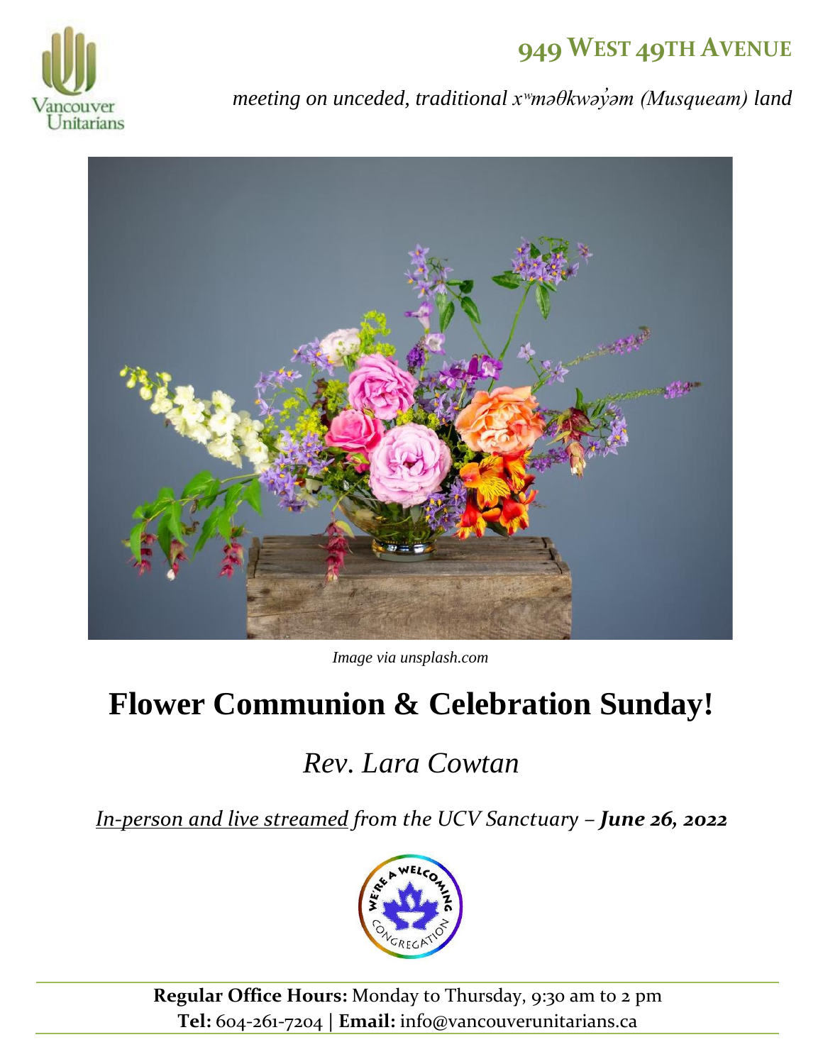Vancouver Unitarians

**949 WEST 49TH AVENUE**

*meeting on unceded, traditional xʷməθkʷəy̓əm (Musqueam) land*

*Image via unsplash.com*

# Flower Communion & Celebration Sunday!

## *Rev. Lara Cowtan*

*In-person and live streamed from the UCV Sanctuary – **June 26, 2022***

WE'RE A WELCOMING CONGREGATION

**Regular Office Hours:** Monday to Thursday, 9:30 am to 2 pm
**Tel:** 604-261-7204 | **Email:** info@vancouverunitarians.ca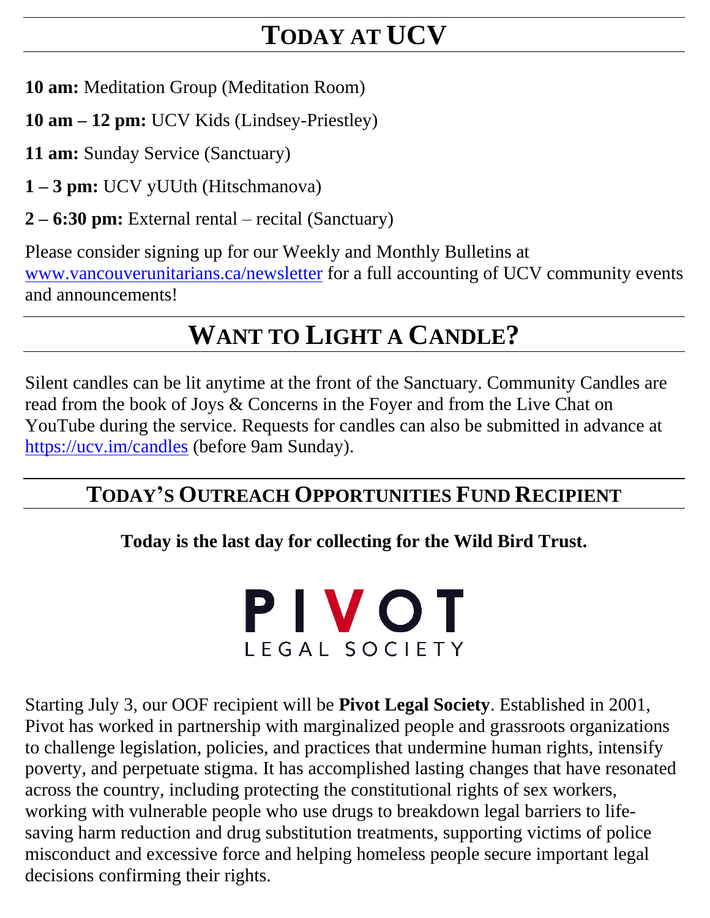## TODAY AT UCV

**10 am:** Meditation Group (Meditation Room)

**10 am – 12 pm:** UCV Kids (Lindsey-Priestley)

**11 am:** Sunday Service (Sanctuary)

**1 – 3 pm:** UCV yUUth (Hitschmanova)

**2 – 6:30 pm:** External rental – recital (Sanctuary)

Please consider signing up for our Weekly and Monthly Bulletins at www.vancouverunitarians.ca/newsletter for a full accounting of UCV community events and announcements!

## WANT TO LIGHT A CANDLE?

Silent candles can be lit anytime at the front of the Sanctuary. Community Candles are read from the book of Joys & Concerns in the Foyer and from the Live Chat on YouTube during the service. Requests for candles can also be submitted in advance at https://ucv.im/candles (before 9am Sunday).

### TODAY'S OUTREACH OPPORTUNITIES FUND RECIPIENT

**Today is the last day for collecting for the Wild Bird Trust.**

PIVOT LEGAL SOCIETY

Starting July 3, our OOF recipient will be **Pivot Legal Society**. Established in 2001, Pivot has worked in partnership with marginalized people and grassroots organizations to challenge legislation, policies, and practices that undermine human rights, intensify poverty, and perpetuate stigma. It has accomplished lasting changes that have resonated across the country, including protecting the constitutional rights of sex workers, working with vulnerable people who use drugs to breakdown legal barriers to life-saving harm reduction and drug substitution treatments, supporting victims of police misconduct and excessive force and helping homeless people secure important legal decisions confirming their rights.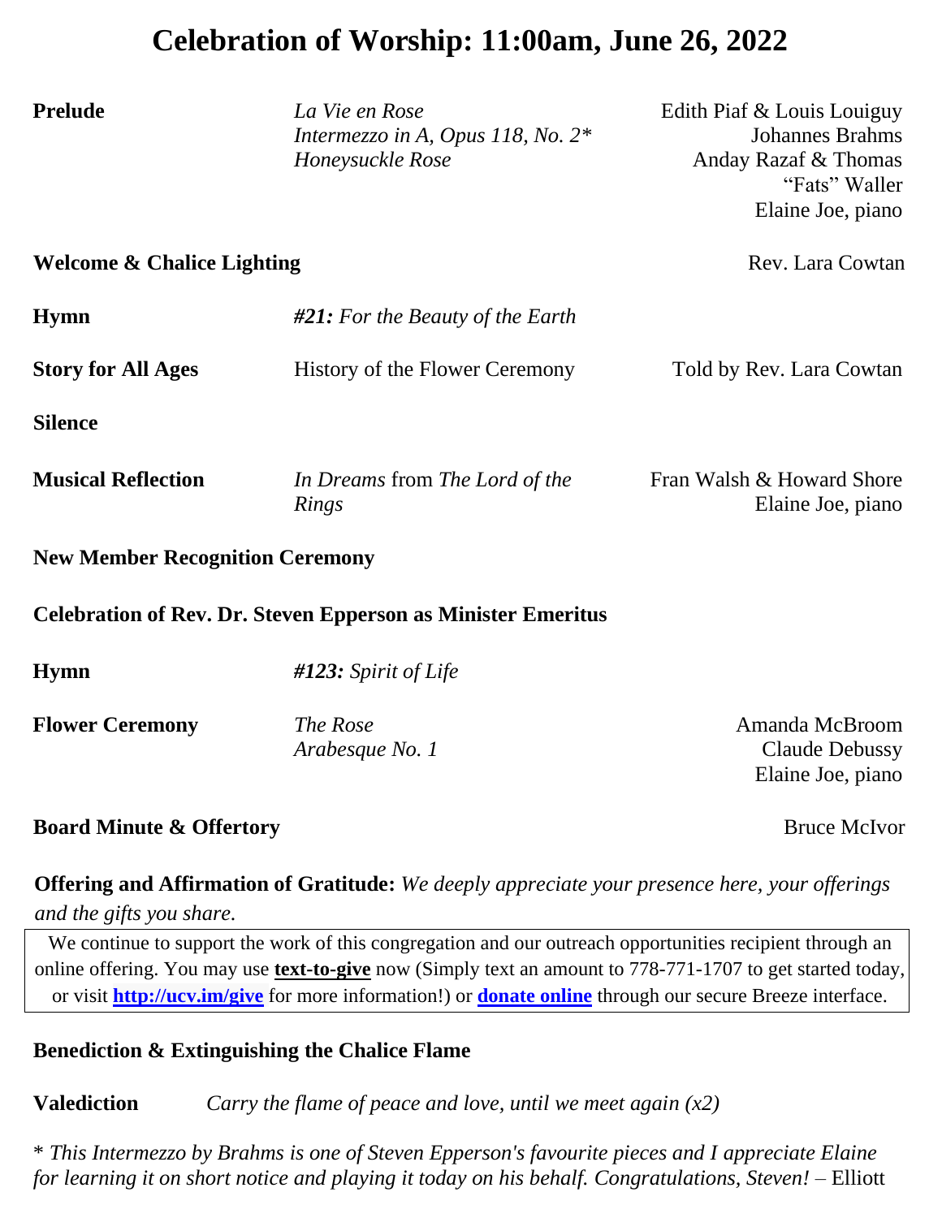# Celebration of Worship: 11:00am, June 26, 2022

| | | |
|---|---|---|
| **Prelude** | *La Vie en Rose*<br>*Intermezzo in A, Opus 118, No. 2**<br>*Honeysuckle Rose* | Edith Piaf & Louis Louiguy<br>Johannes Brahms<br>Anday Razaf & Thomas "Fats" Waller<br>Elaine Joe, piano |
| **Welcome & Chalice Lighting** | | Rev. Lara Cowtan |
| **Hymn** | ***#21:*** *For the Beauty of the Earth* | |
| **Story for All Ages** | History of the Flower Ceremony | Told by Rev. Lara Cowtan |
| **Silence** | | |
| **Musical Reflection** | *In Dreams* from *The Lord of the Rings* | Fran Walsh & Howard Shore<br>Elaine Joe, piano |
| **New Member Recognition Ceremony** | | |
| **Celebration of Rev. Dr. Steven Epperson as Minister Emeritus** | | |
| **Hymn** | ***#123:*** *Spirit of Life* | |
| **Flower Ceremony** | *The Rose*<br>*Arabesque No. 1* | Amanda McBroom<br>Claude Debussy<br>Elaine Joe, piano |
| **Board Minute & Offertory** | | Bruce McIvor |

**Offering and Affirmation of Gratitude:** *We deeply appreciate your presence here, your offerings and the gifts you share.*

We continue to support the work of this congregation and our outreach opportunities recipient through an online offering. You may use **text-to-give** now (Simply text an amount to 778-771-1707 to get started today, or visit **http://ucv.im/give** for more information!) or **donate online** through our secure Breeze interface.

**Benediction & Extinguishing the Chalice Flame**

**Valediction** *Carry the flame of peace and love, until we meet again (x2)*

* *This Intermezzo by Brahms is one of Steven Epperson's favourite pieces and I appreciate Elaine for learning it on short notice and playing it today on his behalf. Congratulations, Steven!* – Elliott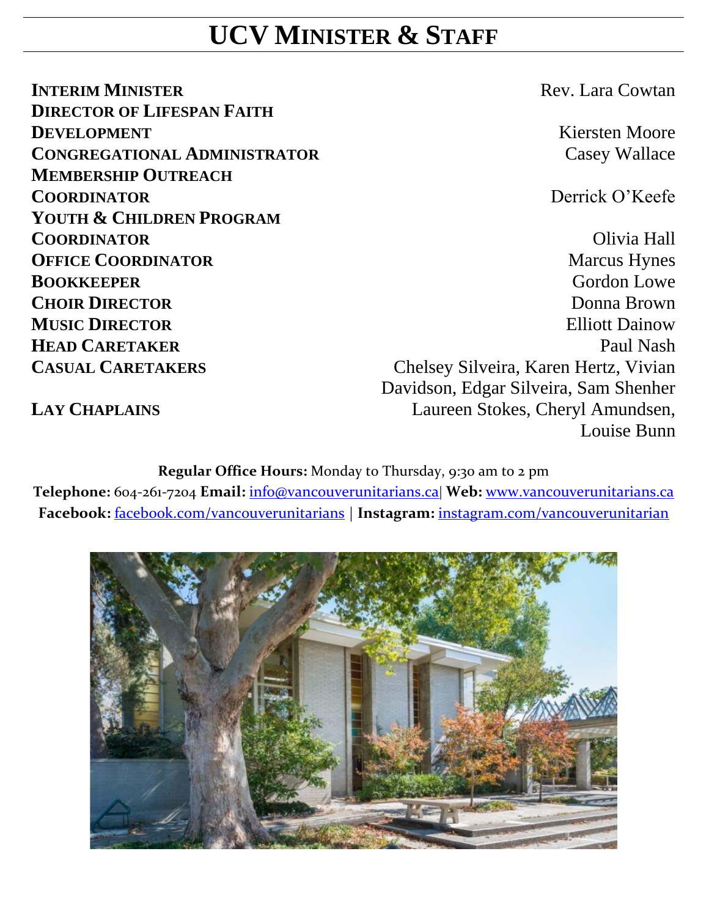# UCV Minister & Staff

| | |
|---|---|
| **Interim Minister** | Rev. Lara Cowtan |
| **Director of Lifespan Faith Development** | Kiersten Moore |
| **Congregational Administrator** | Casey Wallace |
| **Membership Outreach Coordinator** | Derrick O'Keefe |
| **Youth & Children Program Coordinator** | Olivia Hall |
| **Office Coordinator** | Marcus Hynes |
| **Bookkeeper** | Gordon Lowe |
| **Choir Director** | Donna Brown |
| **Music Director** | Elliott Dainow |
| **Head Caretaker** | Paul Nash |
| **Casual Caretakers** | Chelsey Silveira, Karen Hertz, Vivian Davidson, Edgar Silveira, Sam Shenher |
| **Lay Chaplains** | Laureen Stokes, Cheryl Amundsen, Louise Bunn |

**Regular Office Hours:** Monday to Thursday, 9:30 am to 2 pm

**Telephone:** 604-261-7204 **Email:** info@vancouverunitarians.ca| **Web:** www.vancouverunitarians.ca

**Facebook:** facebook.com/vancouverunitarians | **Instagram:** instagram.com/vancouverunitarian